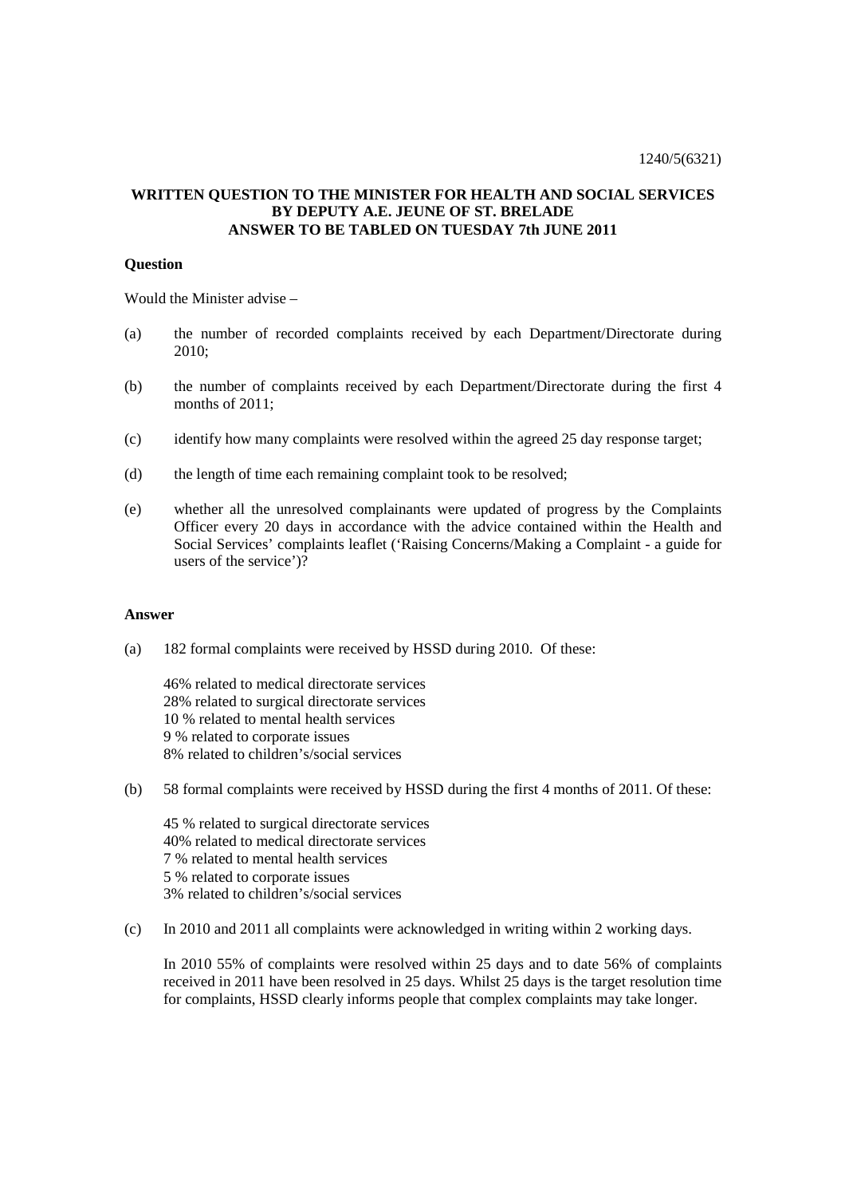1240/5(6321)

**WRITTEN QUESTION TO THE MINISTER FOR HEALTH AND SOCIAL SERVICES BY DEPUTY A.E. JEUNE OF ST. BRELADE ANSWER TO BE TABLED ON TUESDAY 7th JUNE 2011**

**Question**

Would the Minister advise –

(a) the number of recorded complaints received by each Department/Directorate during 2010;

(b) the number of complaints received by each Department/Directorate during the first 4 months of 2011;

(c) identify how many complaints were resolved within the agreed 25 day response target;

(d) the length of time each remaining complaint took to be resolved;

(e) whether all the unresolved complainants were updated of progress by the Complaints Officer every 20 days in accordance with the advice contained within the Health and Social Services' complaints leaflet ('Raising Concerns/Making a Complaint - a guide for users of the service')?

**Answer**

(a) 182 formal complaints were received by HSSD during 2010. Of these:

46% related to medical directorate services
28% related to surgical directorate services
10 % related to mental health services
9 % related to corporate issues
8% related to children's/social services

(b) 58 formal complaints were received by HSSD during the first 4 months of 2011. Of these:

45 % related to surgical directorate services
40% related to medical directorate services
7 % related to mental health services
5 % related to corporate issues
3% related to children's/social services

(c) In 2010 and 2011 all complaints were acknowledged in writing within 2 working days.

In 2010 55% of complaints were resolved within 25 days and to date 56% of complaints received in 2011 have been resolved in 25 days. Whilst 25 days is the target resolution time for complaints, HSSD clearly informs people that complex complaints may take longer.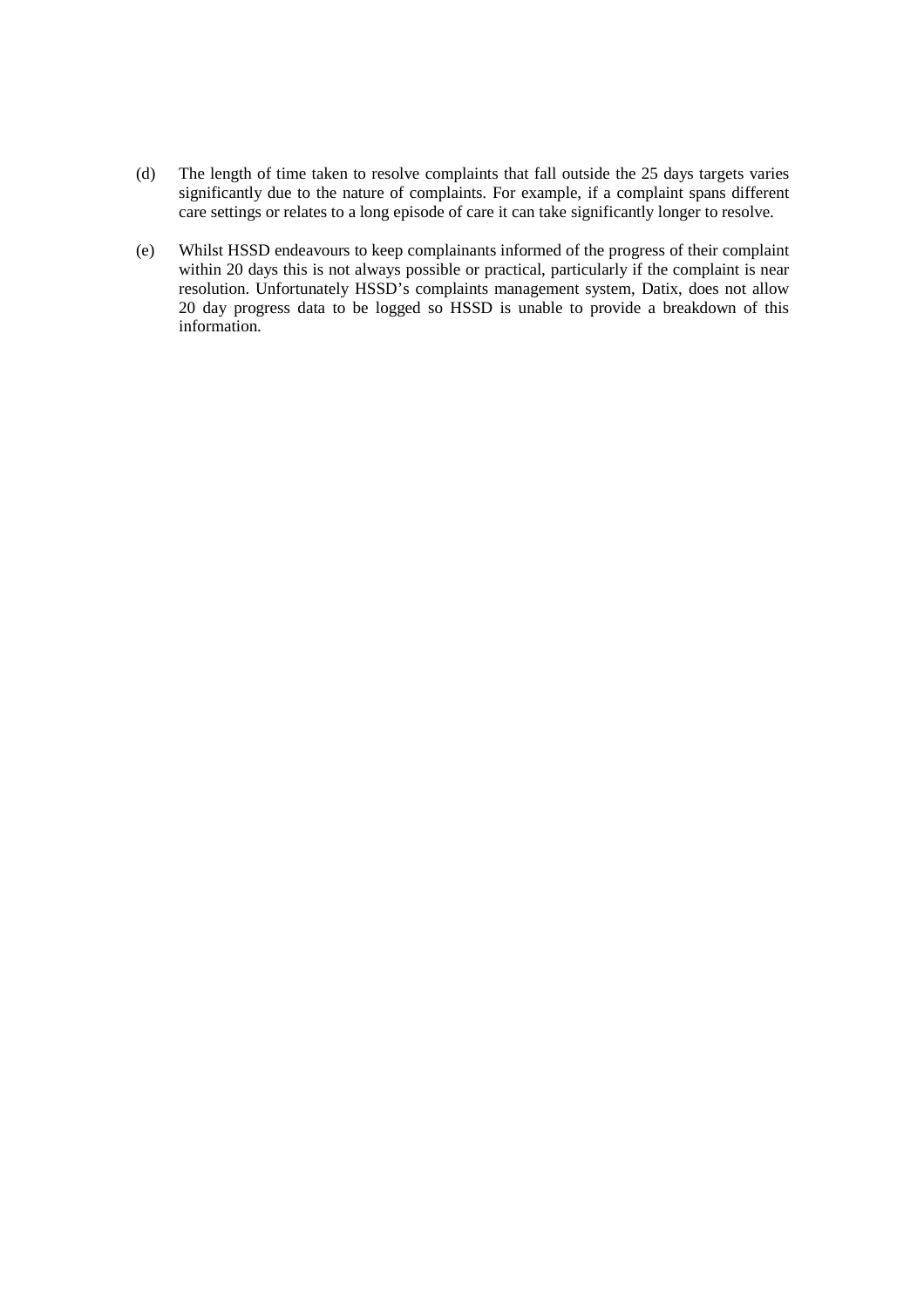(d) The length of time taken to resolve complaints that fall outside the 25 days targets varies significantly due to the nature of complaints. For example, if a complaint spans different care settings or relates to a long episode of care it can take significantly longer to resolve.

(e) Whilst HSSD endeavours to keep complainants informed of the progress of their complaint within 20 days this is not always possible or practical, particularly if the complaint is near resolution. Unfortunately HSSD's complaints management system, Datix, does not allow 20 day progress data to be logged so HSSD is unable to provide a breakdown of this information.